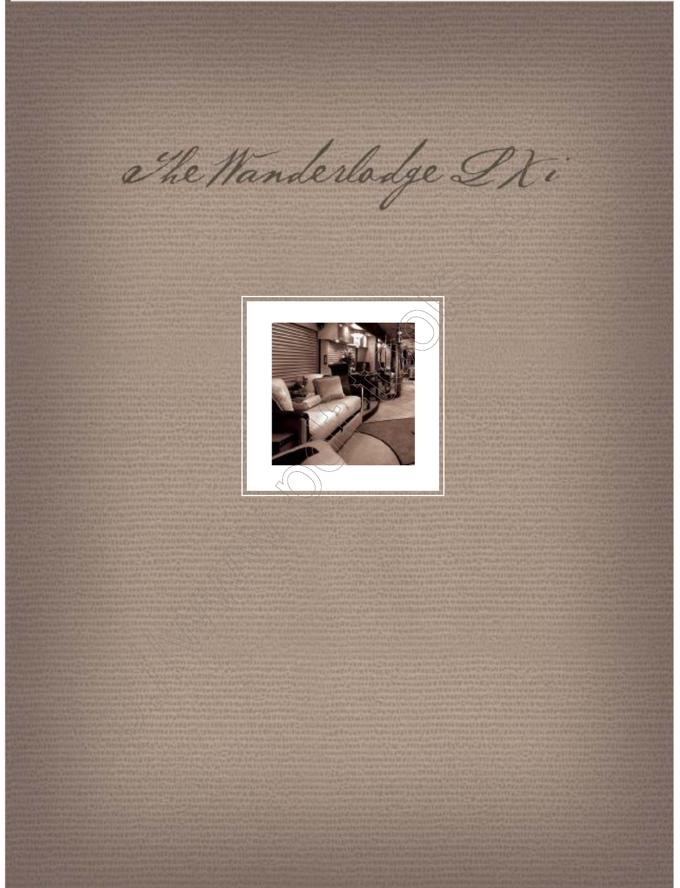# The Wanderlodge LXi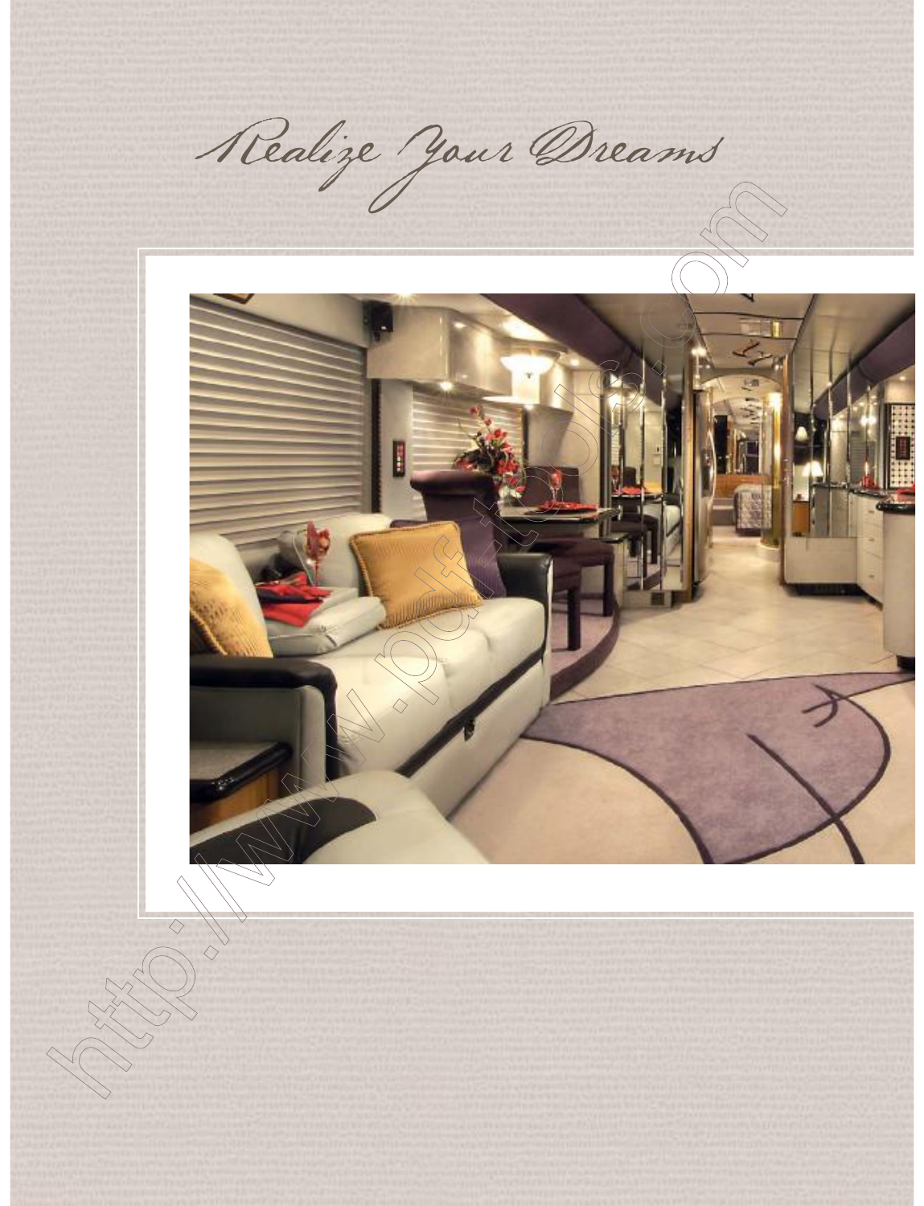# Realize Your Dreams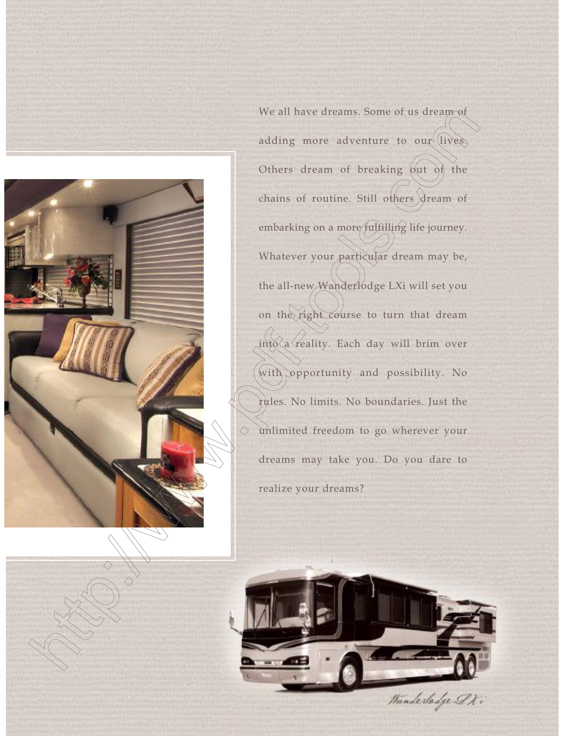We all have dreams. Some of us dream of adding more adventure to our lives. Others dream of breaking out of the chains of routine. Still others dream of embarking on a more fulfilling life journey. Whatever your particular dream may be, the all-new Wanderlodge LXi will set you on the right course to turn that dream into a reality. Each day will brim over with opportunity and possibility. No rules. No limits. No boundaries. Just the unlimited freedom to go wherever your dreams may take you. Do you dare to realize your dreams?

*Wanderlodge LXi*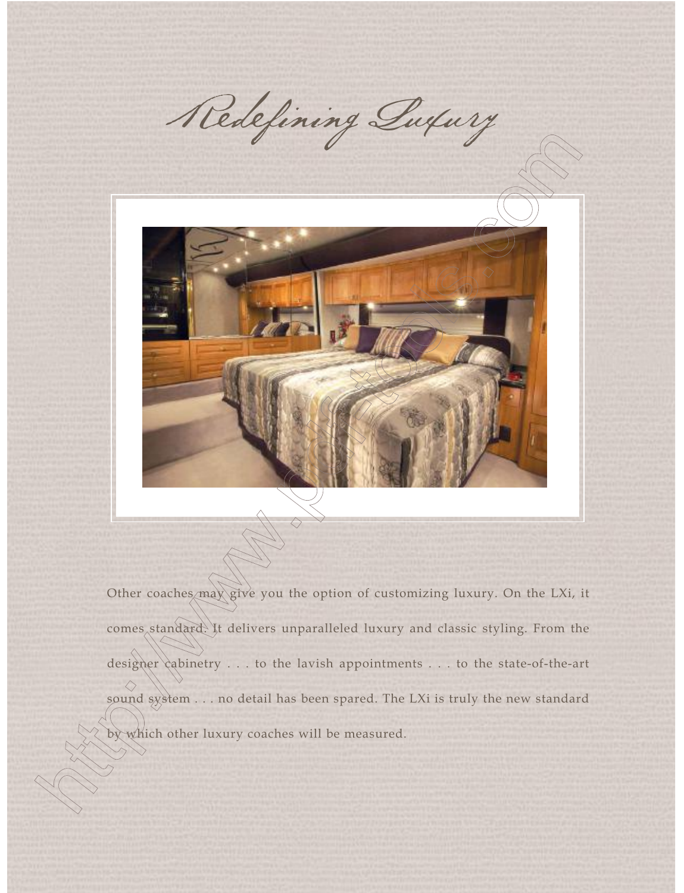# *Redefining Luxury*

Other coaches may give you the option of customizing luxury. On the LXi, it comes standard. It delivers unparalleled luxury and classic styling. From the designer cabinetry . . . to the lavish appointments . . . to the state-of-the-art sound system . . . no detail has been spared. The LXi is truly the new standard by which other luxury coaches will be measured.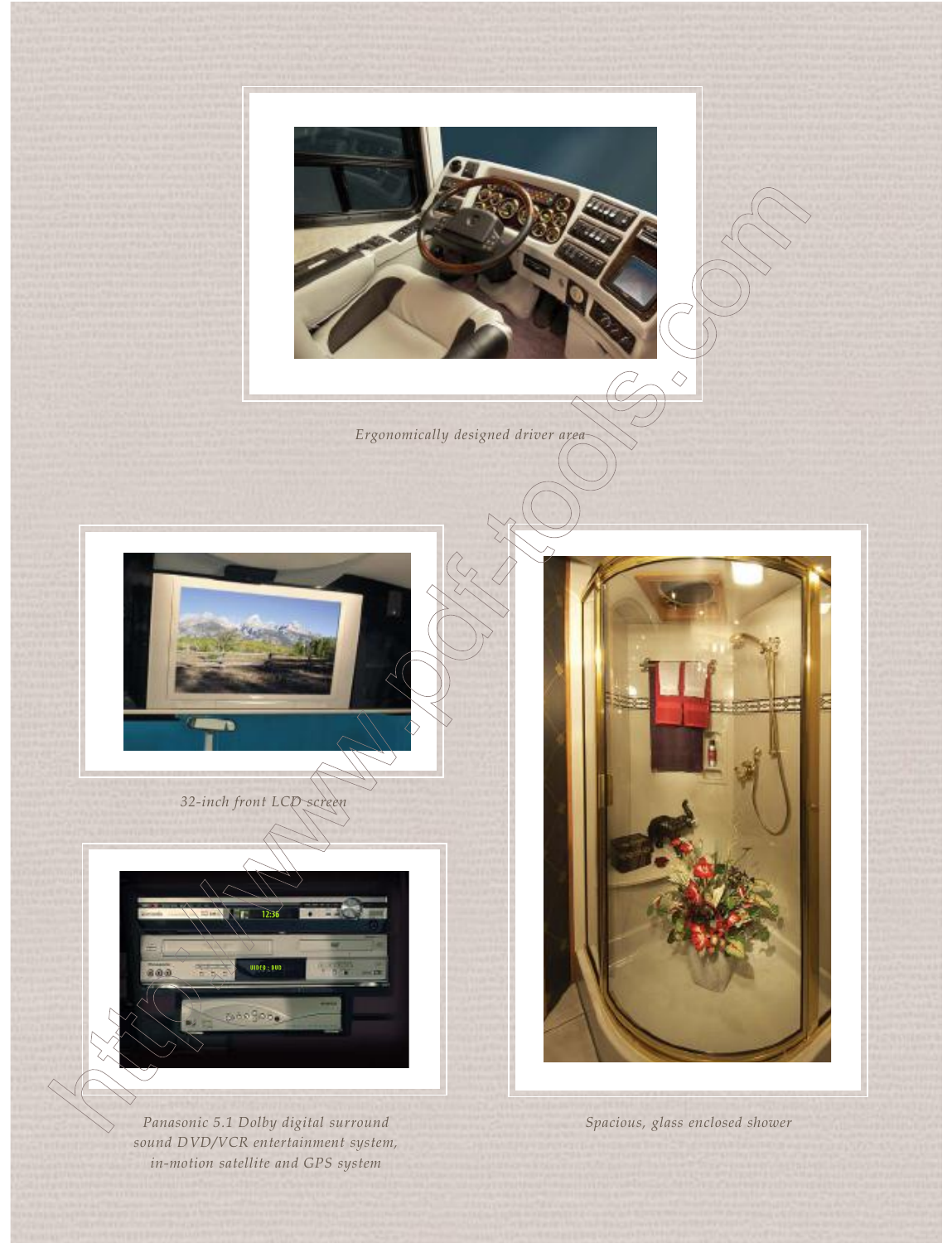*Ergonomically designed driver area*

*32-inch front LCD screen*

*Panasonic 5.1 Dolby digital surround sound DVD/VCR entertainment system, in-motion satellite and GPS system*

*Spacious, glass enclosed shower*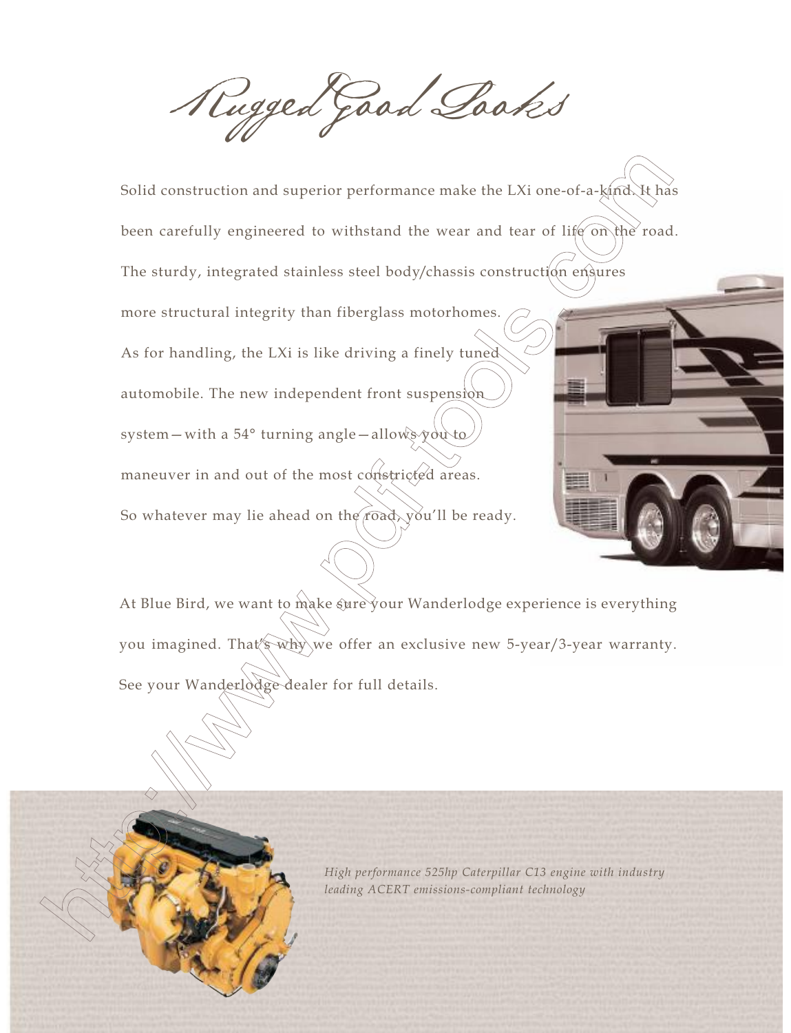# Rugged Good Looks

Solid construction and superior performance make the LXi one-of-a-kind. It has been carefully engineered to withstand the wear and tear of life on the road. The sturdy, integrated stainless steel body/chassis construction ensures more structural integrity than fiberglass motorhomes. As for handling, the LXi is like driving a finely tuned automobile. The new independent front suspension system—with a 54° turning angle—allows you to maneuver in and out of the most constricted areas. So whatever may lie ahead on the road, you'll be ready.

At Blue Bird, we want to make sure your Wanderlodge experience is everything you imagined. That's why we offer an exclusive new 5-year/3-year warranty. See your Wanderlodge dealer for full details.

*High performance 525hp Caterpillar C13 engine with industry leading ACERT emissions-compliant technology*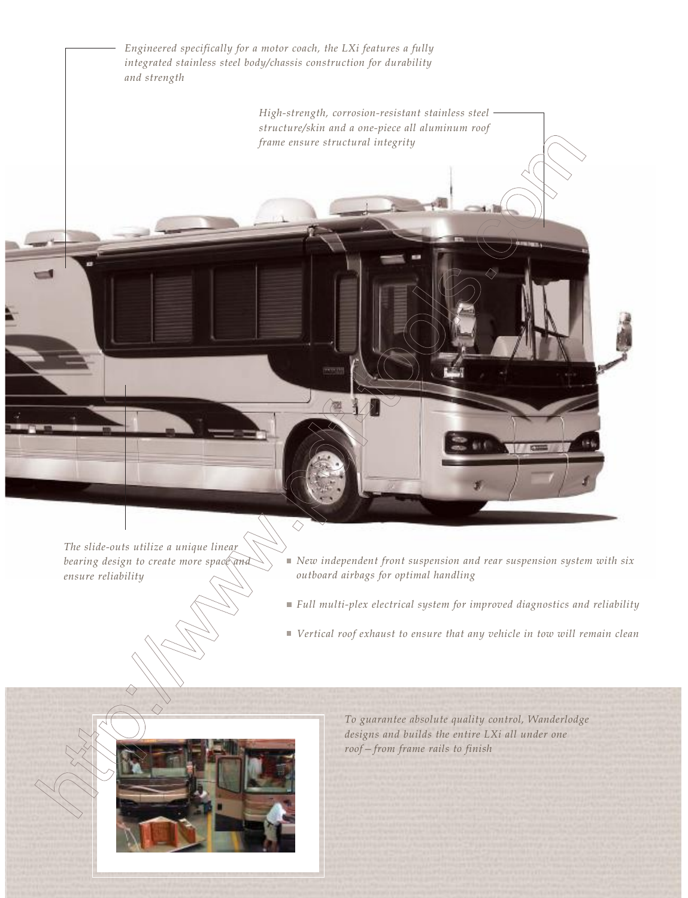*Engineered specifically for a motor coach, the LXi features a fully integrated stainless steel body/chassis construction for durability and strength*

*High-strength, corrosion-resistant stainless steel structure/skin and a one-piece all aluminum roof frame ensure structural integrity*

*The slide-outs utilize a unique linear bearing design to create more space and ensure reliability*

- *New independent front suspension and rear suspension system with six outboard airbags for optimal handling*
- *Full multi-plex electrical system for improved diagnostics and reliability*
- *Vertical roof exhaust to ensure that any vehicle in tow will remain clean*

*To guarantee absolute quality control, Wanderlodge designs and builds the entire LXi all under one roof—from frame rails to finish*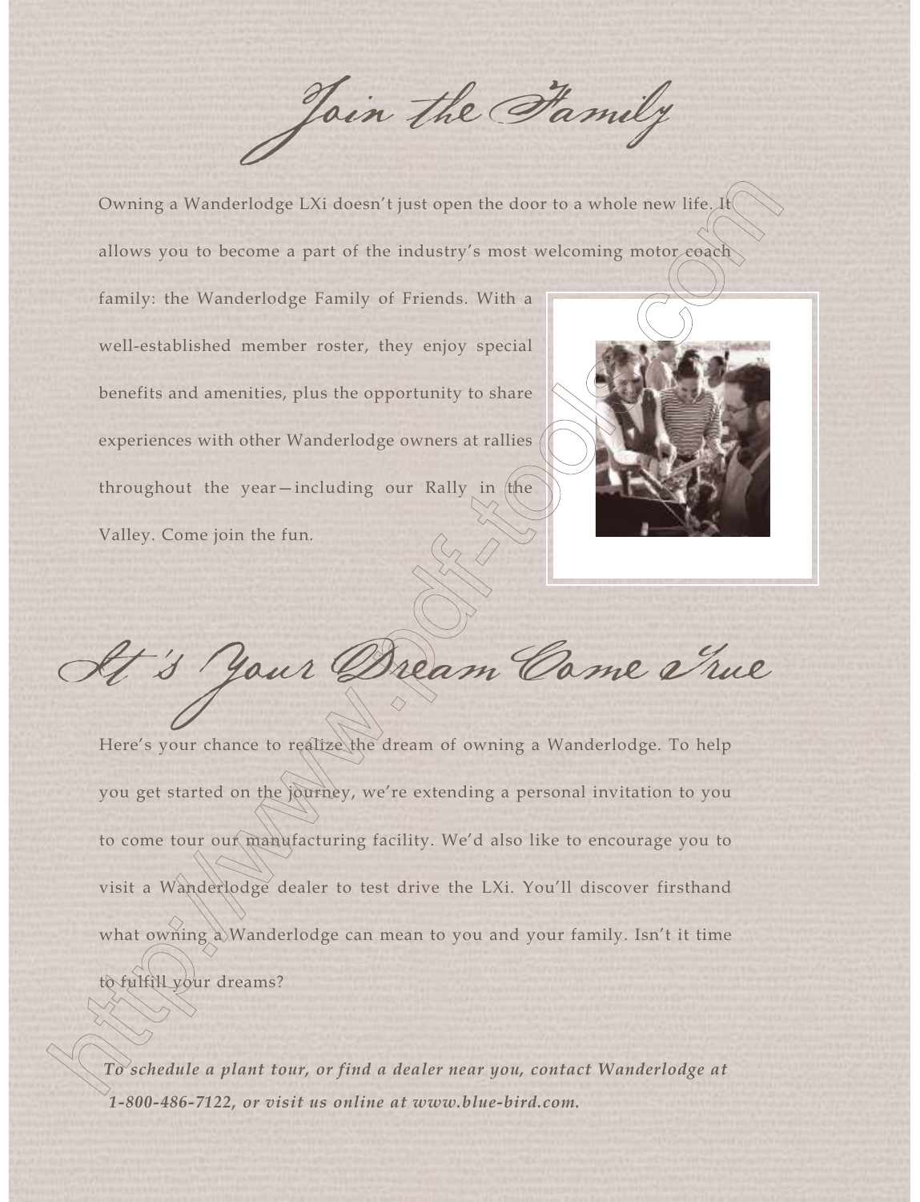# Join the Family

Owning a Wanderlodge LXi doesn't just open the door to a whole new life. It allows you to become a part of the industry's most welcoming motor coach family: the Wanderlodge Family of Friends. With a well-established member roster, they enjoy special benefits and amenities, plus the opportunity to share experiences with other Wanderlodge owners at rallies throughout the year—including our Rally in the Valley. Come join the fun.

# It's Your Dream Come True

Here's your chance to realize the dream of owning a Wanderlodge. To help you get started on the journey, we're extending a personal invitation to you to come tour our manufacturing facility. We'd also like to encourage you to visit a Wanderlodge dealer to test drive the LXi. You'll discover firsthand what owning a Wanderlodge can mean to you and your family. Isn't it time to fulfill your dreams?

***To schedule a plant tour, or find a dealer near you, contact Wanderlodge at 1-800-486-7122, or visit us online at www.blue-bird.com.***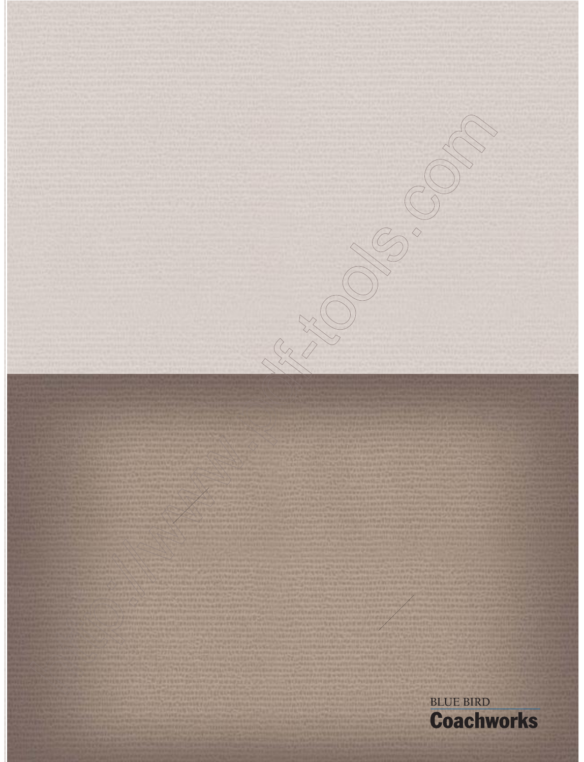BLUE BIRD

**Coachworks**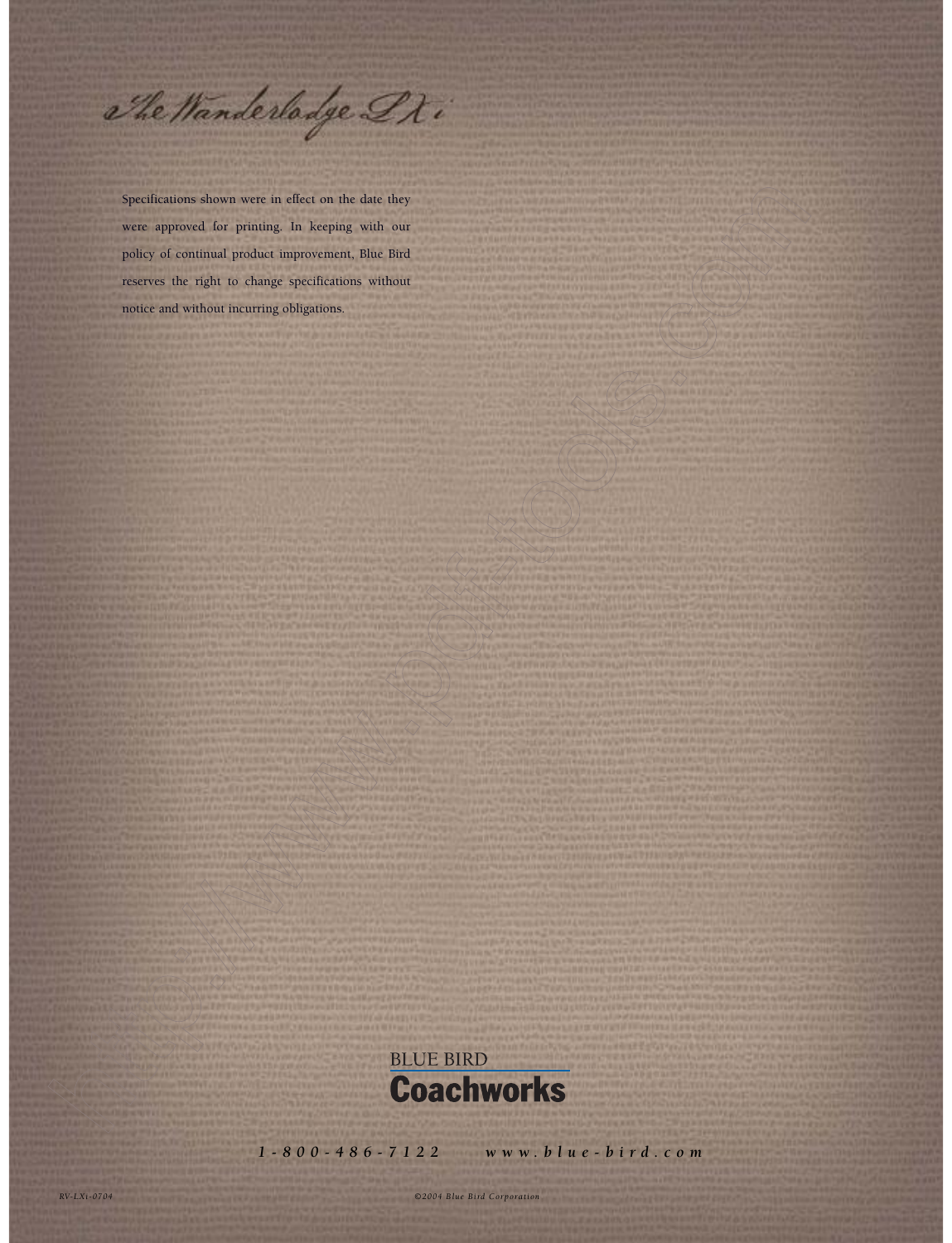*The Wanderlodge LXi*

Specifications shown were in effect on the date they were approved for printing. In keeping with our policy of continual product improvement, Blue Bird reserves the right to change specifications without notice and without incurring obligations.

BLUE BIRD
**Coachworks**

*1-800-486-7122*    *www.blue-bird.com*

*RV-LXi-0704*

*©2004 Blue Bird Corporation*